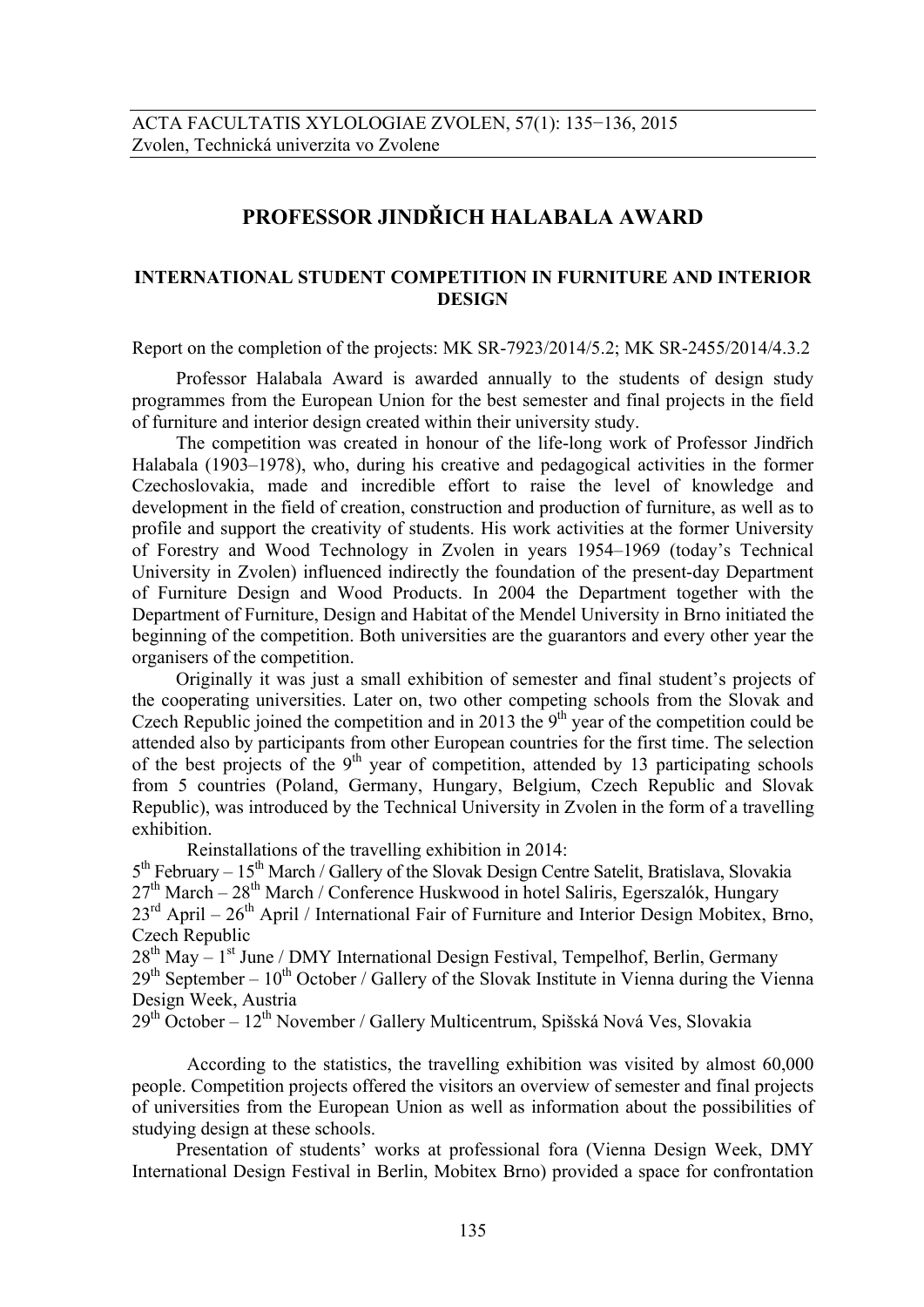# PROFESSOR JINDŘICH HALABALA AWARD

## INTERNATIONAL STUDENT COMPETITION IN FURNITURE AND INTERIOR DESIGN

Report on the completion of the projects: MK SR-7923/2014/5.2; MK SR-2455/2014/4.3.2

Professor Halabala Award is awarded annually to the students of design study programmes from the European Union for the best semester and final projects in the field of furniture and interior design created within their university study.

The competition was created in honour of the life-long work of Professor Jindřich Halabala (1903–1978), who, during his creative and pedagogical activities in the former Czechoslovakia, made and incredible effort to raise the level of knowledge and development in the field of creation, construction and production of furniture, as well as to profile and support the creativity of students. His work activities at the former University of Forestry and Wood Technology in Zvolen in years 1954–1969 (today's Technical University in Zvolen) influenced indirectly the foundation of the present-day Department of Furniture Design and Wood Products. In 2004 the Department together with the Department of Furniture, Design and Habitat of the Mendel University in Brno initiated the beginning of the competition. Both universities are the guarantors and every other year the organisers of the competition.

Originally it was just a small exhibition of semester and final student's projects of the cooperating universities. Later on, two other competing schools from the Slovak and Czech Republic joined the competition and in 2013 the 9th year of the competition could be attended also by participants from other European countries for the first time. The selection of the best projects of the 9th year of competition, attended by 13 participating schools from 5 countries (Poland, Germany, Hungary, Belgium, Czech Republic and Slovak Republic), was introduced by the Technical University in Zvolen in the form of a travelling exhibition.

Reinstallations of the travelling exhibition in 2014:

5th February – 15th March / Gallery of the Slovak Design Centre Satelit, Bratislava, Slovakia
27th March – 28th March / Conference Huskwood in hotel Saliris, Egerszalók, Hungary
23rd April – 26th April / International Fair of Furniture and Interior Design Mobitex, Brno, Czech Republic
28th May – 1st June / DMY International Design Festival, Tempelhof, Berlin, Germany
29th September – 10th October / Gallery of the Slovak Institute in Vienna during the Vienna Design Week, Austria
29th October – 12th November / Gallery Multicentrum, Spišská Nová Ves, Slovakia

According to the statistics, the travelling exhibition was visited by almost 60,000 people. Competition projects offered the visitors an overview of semester and final projects of universities from the European Union as well as information about the possibilities of studying design at these schools.

Presentation of students' works at professional fora (Vienna Design Week, DMY International Design Festival in Berlin, Mobitex Brno) provided a space for confrontation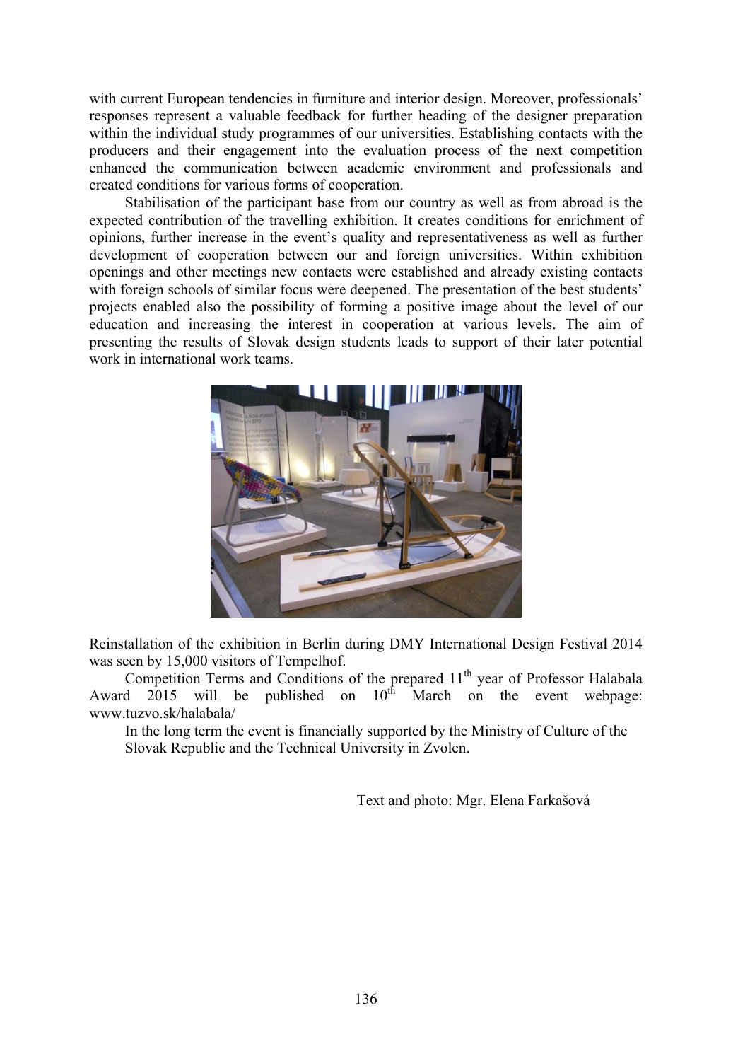with current European tendencies in furniture and interior design. Moreover, professionals' responses represent a valuable feedback for further heading of the designer preparation within the individual study programmes of our universities. Establishing contacts with the producers and their engagement into the evaluation process of the next competition enhanced the communication between academic environment and professionals and created conditions for various forms of cooperation.

Stabilisation of the participant base from our country as well as from abroad is the expected contribution of the travelling exhibition. It creates conditions for enrichment of opinions, further increase in the event's quality and representativeness as well as further development of cooperation between our and foreign universities. Within exhibition openings and other meetings new contacts were established and already existing contacts with foreign schools of similar focus were deepened. The presentation of the best students' projects enabled also the possibility of forming a positive image about the level of our education and increasing the interest in cooperation at various levels. The aim of presenting the results of Slovak design students leads to support of their later potential work in international work teams.

Reinstallation of the exhibition in Berlin during DMY International Design Festival 2014 was seen by 15,000 visitors of Tempelhof.

Competition Terms and Conditions of the prepared 11th year of Professor Halabala Award 2015 will be published on 10th March on the event webpage: www.tuzvo.sk/halabala/

In the long term the event is financially supported by the Ministry of Culture of the Slovak Republic and the Technical University in Zvolen.

Text and photo: Mgr. Elena Farkašová